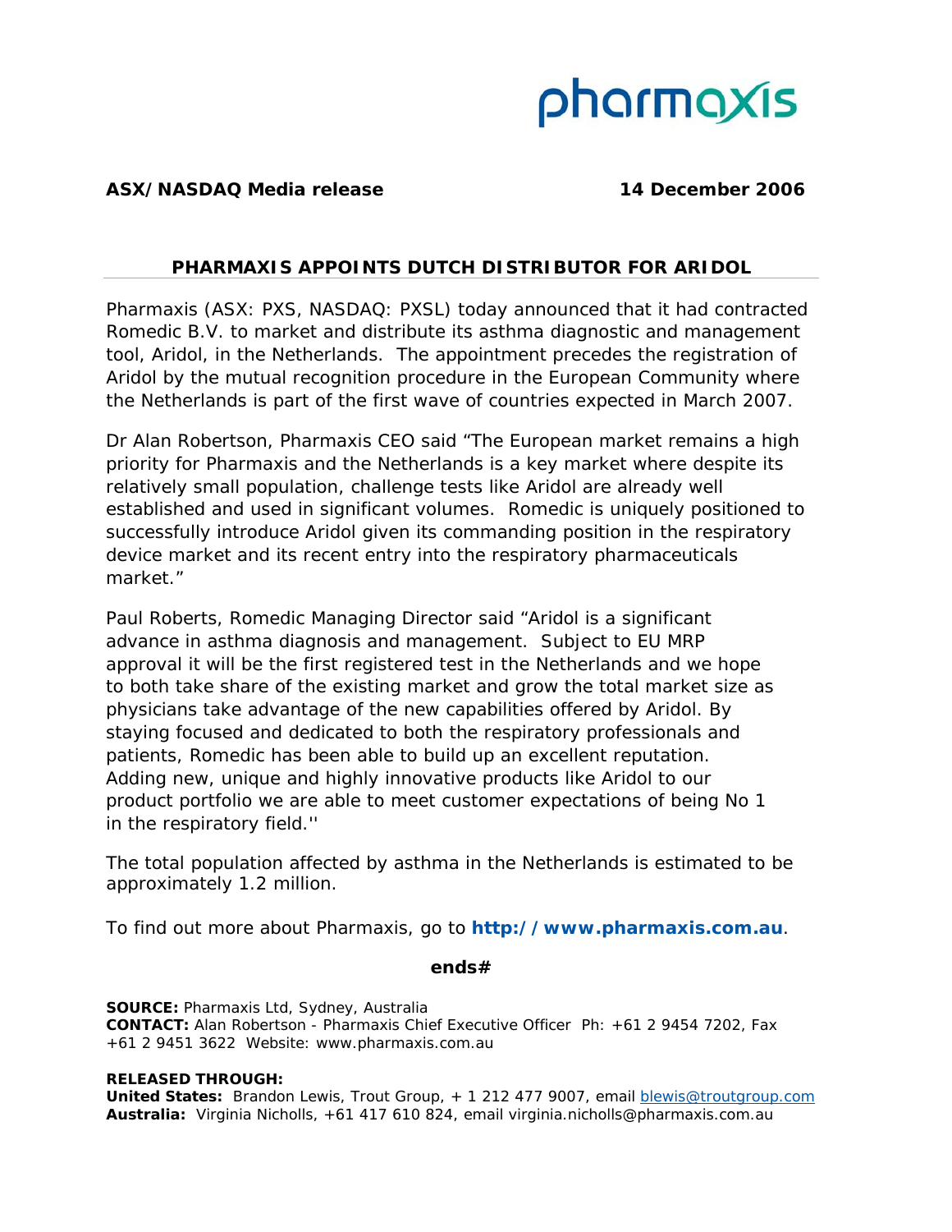pharmaxis

**ASX/NASDAQ Media release** **14 December 2006**

## PHARMAXIS APPOINTS DUTCH DISTRIBUTOR FOR ARIDOL

Pharmaxis (ASX: PXS, NASDAQ: PXSL) today announced that it had contracted Romedic B.V. to market and distribute its asthma diagnostic and management tool, Aridol, in the Netherlands. The appointment precedes the registration of Aridol by the mutual recognition procedure in the European Community where the Netherlands is part of the first wave of countries expected in March 2007.

Dr Alan Robertson, Pharmaxis CEO said "The European market remains a high priority for Pharmaxis and the Netherlands is a key market where despite its relatively small population, challenge tests like Aridol are already well established and used in significant volumes. Romedic is uniquely positioned to successfully introduce Aridol given its commanding position in the respiratory device market and its recent entry into the respiratory pharmaceuticals market."

Paul Roberts, Romedic Managing Director said "Aridol is a significant advance in asthma diagnosis and management. Subject to EU MRP approval it will be the first registered test in the Netherlands and we hope to both take share of the existing market and grow the total market size as physicians take advantage of the new capabilities offered by Aridol. By staying focused and dedicated to both the respiratory professionals and patients, Romedic has been able to build up an excellent reputation. Adding new, unique and highly innovative products like Aridol to our product portfolio we are able to meet customer expectations of being No 1 in the respiratory field.''

The total population affected by asthma in the Netherlands is estimated to be approximately 1.2 million.

To find out more about Pharmaxis, go to **http://www.pharmaxis.com.au**.

**ends#**

**SOURCE:** Pharmaxis Ltd, Sydney, Australia
**CONTACT:** Alan Robertson - Pharmaxis Chief Executive Officer Ph: +61 2 9454 7202, Fax +61 2 9451 3622 Website: www.pharmaxis.com.au

**RELEASED THROUGH:**
**United States:** Brandon Lewis, Trout Group, + 1 212 477 9007, email blewis@troutgroup.com
**Australia:** Virginia Nicholls, +61 417 610 824, email virginia.nicholls@pharmaxis.com.au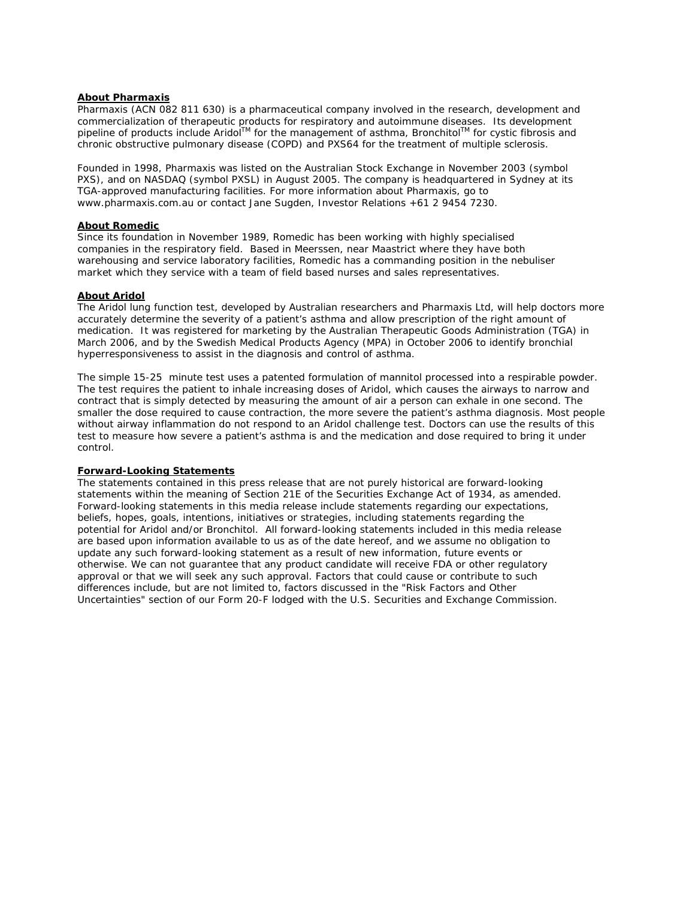**About Pharmaxis**

Pharmaxis (ACN 082 811 630) is a pharmaceutical company involved in the research, development and commercialization of therapeutic products for respiratory and autoimmune diseases. Its development pipeline of products include Aridol™ for the management of asthma, Bronchitol™ for cystic fibrosis and chronic obstructive pulmonary disease (COPD) and PXS64 for the treatment of multiple sclerosis.

Founded in 1998, Pharmaxis was listed on the Australian Stock Exchange in November 2003 (symbol PXS), and on NASDAQ (symbol PXSL) in August 2005. The company is headquartered in Sydney at its TGA-approved manufacturing facilities. For more information about Pharmaxis, go to www.pharmaxis.com.au or contact Jane Sugden, Investor Relations +61 2 9454 7230.

**About Romedic**

Since its foundation in November 1989, Romedic has been working with highly specialised companies in the respiratory field. Based in Meerssen, near Maastrict where they have both warehousing and service laboratory facilities, Romedic has a commanding position in the nebuliser market which they service with a team of field based nurses and sales representatives.

**About Aridol**

The Aridol lung function test, developed by Australian researchers and Pharmaxis Ltd, will help doctors more accurately determine the severity of a patient's asthma and allow prescription of the right amount of medication. It was registered for marketing by the Australian Therapeutic Goods Administration (TGA) in March 2006, and by the Swedish Medical Products Agency (MPA) in October 2006 to identify bronchial hyperresponsiveness to assist in the diagnosis and control of asthma.

The simple 15-25 minute test uses a patented formulation of mannitol processed into a respirable powder. The test requires the patient to inhale increasing doses of Aridol, which causes the airways to narrow and contract that is simply detected by measuring the amount of air a person can exhale in one second. The smaller the dose required to cause contraction, the more severe the patient's asthma diagnosis. Most people without airway inflammation do not respond to an Aridol challenge test. Doctors can use the results of this test to measure how severe a patient's asthma is and the medication and dose required to bring it under control.

**Forward-Looking Statements**

The statements contained in this press release that are not purely historical are forward-looking statements within the meaning of Section 21E of the Securities Exchange Act of 1934, as amended. Forward-looking statements in this media release include statements regarding our expectations, beliefs, hopes, goals, intentions, initiatives or strategies, including statements regarding the potential for Aridol and/or Bronchitol. All forward-looking statements included in this media release are based upon information available to us as of the date hereof, and we assume no obligation to update any such forward-looking statement as a result of new information, future events or otherwise. We can not guarantee that any product candidate will receive FDA or other regulatory approval or that we will seek any such approval. Factors that could cause or contribute to such differences include, but are not limited to, factors discussed in the "Risk Factors and Other Uncertainties" section of our Form 20-F lodged with the U.S. Securities and Exchange Commission.